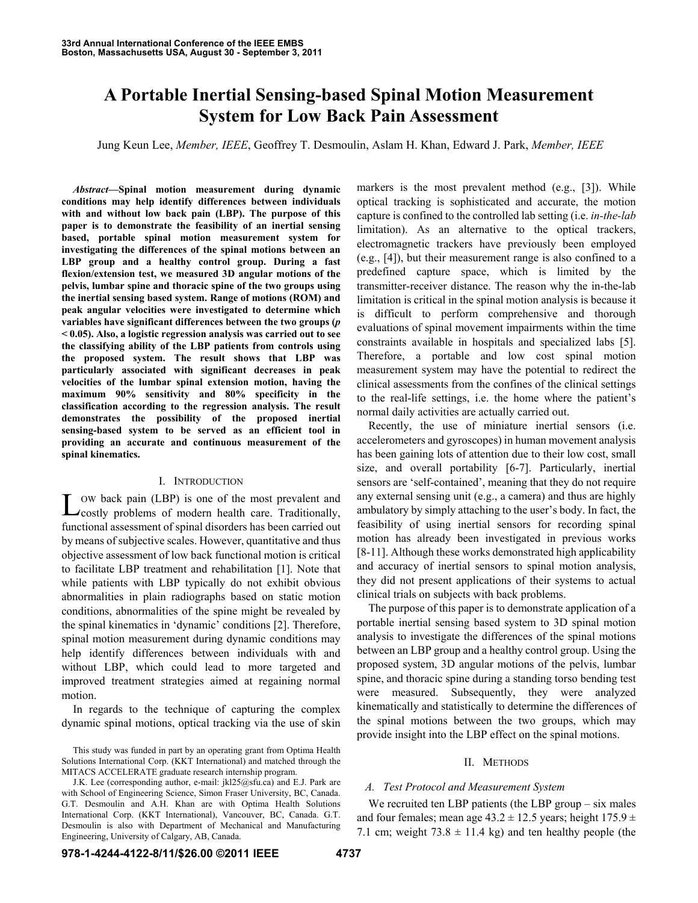# A Portable Inertial Sensing-based Spinal Motion Measurement System for Low Back Pain Assessment

Jung Keun Lee, *Member, IEEE*, Geoffrey T. Desmoulin, Aslam H. Khan, Edward J. Park, *Member, IEEE*

***Abstract*—Spinal motion measurement during dynamic conditions may help identify differences between individuals with and without low back pain (LBP). The purpose of this paper is to demonstrate the feasibility of an inertial sensing based, portable spinal motion measurement system for investigating the differences of the spinal motions between an LBP group and a healthy control group. During a fast flexion/extension test, we measured 3D angular motions of the pelvis, lumbar spine and thoracic spine of the two groups using the inertial sensing based system. Range of motions (ROM) and peak angular velocities were investigated to determine which variables have significant differences between the two groups ($p < 0.05$). Also, a logistic regression analysis was carried out to see the classifying ability of the LBP patients from controls using the proposed system. The result shows that LBP was particularly associated with significant decreases in peak velocities of the lumbar spinal extension motion, having the maximum 90% sensitivity and 80% specificity in the classification according to the regression analysis. The result demonstrates the possibility of the proposed inertial sensing-based system to be served as an efficient tool in providing an accurate and continuous measurement of the spinal kinematics.**

## I. Introduction

Low back pain (LBP) is one of the most prevalent and costly problems of modern health care. Traditionally, functional assessment of spinal disorders has been carried out by means of subjective scales. However, quantitative and thus objective assessment of low back functional motion is critical to facilitate LBP treatment and rehabilitation [1]. Note that while patients with LBP typically do not exhibit obvious abnormalities in plain radiographs based on static motion conditions, abnormalities of the spine might be revealed by the spinal kinematics in 'dynamic' conditions [2]. Therefore, spinal motion measurement during dynamic conditions may help identify differences between individuals with and without LBP, which could lead to more targeted and improved treatment strategies aimed at regaining normal motion.

In regards to the technique of capturing the complex dynamic spinal motions, optical tracking via the use of skin markers is the most prevalent method (e.g., [3]). While optical tracking is sophisticated and accurate, the motion capture is confined to the controlled lab setting (i.e. *in-the-lab* limitation). As an alternative to the optical trackers, electromagnetic trackers have previously been employed (e.g., [4]), but their measurement range is also confined to a predefined capture space, which is limited by the transmitter-receiver distance. The reason why the in-the-lab limitation is critical in the spinal motion analysis is because it is difficult to perform comprehensive and thorough evaluations of spinal movement impairments within the time constraints available in hospitals and specialized labs [5]. Therefore, a portable and low cost spinal motion measurement system may have the potential to redirect the clinical assessments from the confines of the clinical settings to the real-life settings, i.e. the home where the patient's normal daily activities are actually carried out.

Recently, the use of miniature inertial sensors (i.e. accelerometers and gyroscopes) in human movement analysis has been gaining lots of attention due to their low cost, small size, and overall portability [6-7]. Particularly, inertial sensors are 'self-contained', meaning that they do not require any external sensing unit (e.g., a camera) and thus are highly ambulatory by simply attaching to the user's body. In fact, the feasibility of using inertial sensors for recording spinal motion has already been investigated in previous works [8-11]. Although these works demonstrated high applicability and accuracy of inertial sensors to spinal motion analysis, they did not present applications of their systems to actual clinical trials on subjects with back problems.

The purpose of this paper is to demonstrate application of a portable inertial sensing based system to 3D spinal motion analysis to investigate the differences of the spinal motions between an LBP group and a healthy control group. Using the proposed system, 3D angular motions of the pelvis, lumbar spine, and thoracic spine during a standing torso bending test were measured. Subsequently, they were analyzed kinematically and statistically to determine the differences of the spinal motions between the two groups, which may provide insight into the LBP effect on the spinal motions.

## II. Methods

### A. Test Protocol and Measurement System

We recruited ten LBP patients (the LBP group – six males and four females; mean age 43.2 ± 12.5 years; height 175.9 ± 7.1 cm; weight 73.8 ± 11.4 kg) and ten healthy people (the

This study was funded in part by an operating grant from Optima Health Solutions International Corp. (KKT International) and matched through the MITACS ACCELERATE graduate research internship program.

J.K. Lee (corresponding author, e-mail: jkl25@sfu.ca) and E.J. Park are with School of Engineering Science, Simon Fraser University, BC, Canada. G.T. Desmoulin and A.H. Khan are with Optima Health Solutions International Corp. (KKT International), Vancouver, BC, Canada. G.T. Desmoulin is also with Department of Mechanical and Manufacturing Engineering, University of Calgary, AB, Canada.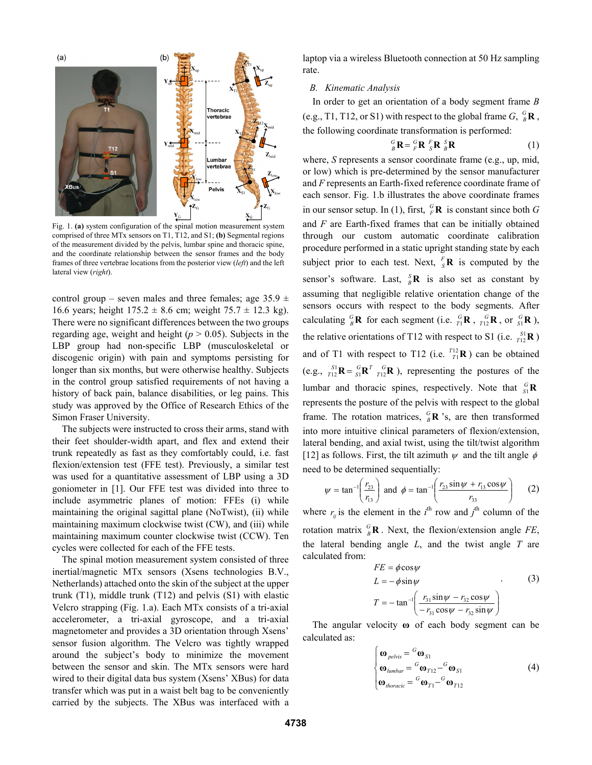Fig. 1. **(a)** system configuration of the spinal motion measurement system comprised of three MTx sensors on T1, T12, and S1; **(b)** Segmental regions of the measurement divided by the pelvis, lumbar spine and thoracic spine, and the coordinate relationship between the sensor frames and the body frames of three vertebrae locations from the posterior view (*left*) and the left lateral view (*right*).

control group – seven males and three females; age 35.9 ± 16.6 years; height 175.2 ± 8.6 cm; weight 75.7 ± 12.3 kg). There were no significant differences between the two groups regarding age, weight and height ($p > 0.05$). Subjects in the LBP group had non-specific LBP (musculoskeletal or discogenic origin) with pain and symptoms persisting for longer than six months, but were otherwise healthy. Subjects in the control group satisfied requirements of not having a history of back pain, balance disabilities, or leg pains. This study was approved by the Office of Research Ethics of the Simon Fraser University.

The subjects were instructed to cross their arms, stand with their feet shoulder-width apart, and flex and extend their trunk repeatedly as fast as they comfortably could, i.e. fast flexion/extension test (FFE test). Previously, a similar test was used for a quantitative assessment of LBP using a 3D goniometer in [1]. Our FFE test was divided into three to include asymmetric planes of motion: FFEs (i) while maintaining the original sagittal plane (NoTwist), (ii) while maintaining maximum clockwise twist (CW), and (iii) while maintaining maximum counter clockwise twist (CCW). Ten cycles were collected for each of the FFE tests.

The spinal motion measurement system consisted of three inertial/magnetic MTx sensors (Xsens technologies B.V., Netherlands) attached onto the skin of the subject at the upper trunk (T1), middle trunk (T12) and pelvis (S1) with elastic Velcro strapping (Fig. 1.a). Each MTx consists of a tri-axial accelerometer, a tri-axial gyroscope, and a tri-axial magnetometer and provides a 3D orientation through Xsens' sensor fusion algorithm. The Velcro was tightly wrapped around the subject's body to minimize the movement between the sensor and skin. The MTx sensors were hard wired to their digital data bus system (Xsens' XBus) for data transfer which was put in a waist belt bag to be conveniently carried by the subjects. The XBus was interfaced with a laptop via a wireless Bluetooth connection at 50 Hz sampling rate.

### B. Kinematic Analysis

In order to get an orientation of a body segment frame $B$ (e.g., T1, T12, or S1) with respect to the global frame $G$, ${}^{G}_{B}\mathbf{R}$, the following coordinate transformation is performed:

$$ {}^{G}_{B}\mathbf{R} = {}^{G}_{F}\mathbf{R}\ {}^{F}_{S}\mathbf{R}\ {}^{S}_{B}\mathbf{R} \tag{1} $$

where, $S$ represents a sensor coordinate frame (e.g., up, mid, or low) which is pre-determined by the sensor manufacturer and $F$ represents an Earth-fixed reference coordinate frame of each sensor. Fig. 1.b illustrates the above coordinate frames in our sensor setup. In (1), first, ${}^{G}_{F}\mathbf{R}$ is constant since both $G$ and $F$ are Earth-fixed frames that can be initially obtained through our custom automatic coordinate calibration procedure performed in a static upright standing state by each subject prior to each test. Next, ${}^{F}_{S}\mathbf{R}$ is computed by the sensor's software. Last, ${}^{S}_{B}\mathbf{R}$ is also set as constant by assuming that negligible relative orientation change of the sensors occurs with respect to the body segments. After calculating ${}^{G}_{B}\mathbf{R}$ for each segment (i.e. ${}^{G}_{T1}\mathbf{R}$, ${}^{G}_{T12}\mathbf{R}$, or ${}^{G}_{S1}\mathbf{R}$), the relative orientations of T12 with respect to S1 (i.e. ${}^{S1}_{T12}\mathbf{R}$) and of T1 with respect to T12 (i.e. ${}^{T12}_{T1}\mathbf{R}$) can be obtained (e.g., ${}^{S1}_{T12}\mathbf{R} = {}^{G}_{S1}\mathbf{R}^{T}\ {}^{G}_{T12}\mathbf{R}$), representing the postures of the lumbar and thoracic spines, respectively. Note that ${}^{G}_{S1}\mathbf{R}$ represents the posture of the pelvis with respect to the global frame. The rotation matrices, ${}^{G}_{B}\mathbf{R}$'s, are then transformed into more intuitive clinical parameters of flexion/extension, lateral bending, and axial twist, using the tilt/twist algorithm [12] as follows. First, the tilt azimuth $\psi$ and the tilt angle $\phi$ need to be determined sequentially:

$$ \psi = \tan^{-1}\left(\frac{r_{23}}{r_{13}}\right) \text{ and } \phi = \tan^{-1}\left(\frac{r_{23}\sin\psi + r_{13}\cos\psi}{r_{33}}\right) \tag{2} $$

where $r_{ij}$ is the element in the $i^{\text{th}}$ row and $j^{\text{th}}$ column of the rotation matrix ${}^{G}_{B}\mathbf{R}$. Next, the flexion/extension angle $FE$, the lateral bending angle $L$, and the twist angle $T$ are calculated from:

$$ \begin{aligned} FE &= \phi\cos\psi \\ L &= -\phi\sin\psi \\ T &= -\tan^{-1}\left(\frac{r_{31}\sin\psi - r_{32}\cos\psi}{-r_{31}\cos\psi - r_{32}\sin\psi}\right) \end{aligned} \tag{3} $$

The angular velocity $\boldsymbol{\omega}$ of each body segment can be calculated as:

$$ \begin{cases} \boldsymbol{\omega}_{pelvis} = {}^{G}\boldsymbol{\omega}_{S1} \\ \boldsymbol{\omega}_{lumbar} = {}^{G}\boldsymbol{\omega}_{T12} - {}^{G}\boldsymbol{\omega}_{S1} \\ \boldsymbol{\omega}_{thoracic} = {}^{G}\boldsymbol{\omega}_{T1} - {}^{G}\boldsymbol{\omega}_{T12} \end{cases} \tag{4} $$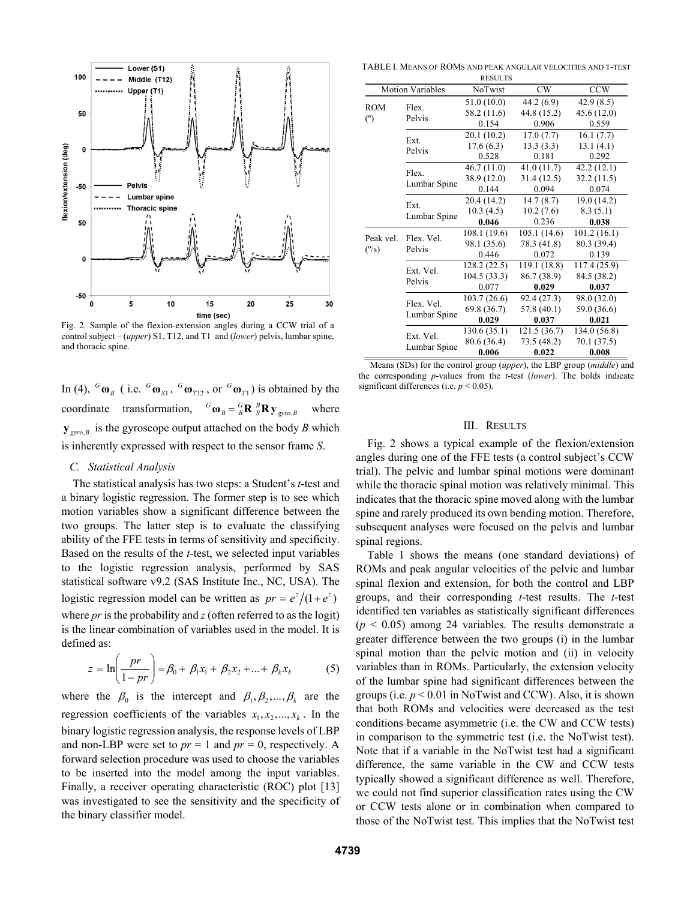Fig. 2. Sample of the flexion-extension angles during a CCW trial of a control subject – (*upper*) S1, T12, and T1 and (*lower*) pelvis, lumbar spine, and thoracic spine.

In (4), ${}^{G}\boldsymbol{\omega}_{B}$ ( i.e. ${}^{G}\boldsymbol{\omega}_{S1}$, ${}^{G}\boldsymbol{\omega}_{T12}$, or ${}^{G}\boldsymbol{\omega}_{T1}$) is obtained by the coordinate transformation, ${}^{G}\boldsymbol{\omega}_{B} = {}^{G}_{B}\mathbf{R}\,{}^{B}_{S}\mathbf{R}\,\mathbf{y}_{gyro,B}$ where $\mathbf{y}_{gyro,B}$ is the gyroscope output attached on the body $B$ which is inherently expressed with respect to the sensor frame $S$.

### C. Statistical Analysis

The statistical analysis has two steps: a Student's *t*-test and a binary logistic regression. The former step is to see which motion variables show a significant difference between the two groups. The latter step is to evaluate the classifying ability of the FFE tests in terms of sensitivity and specificity. Based on the results of the *t*-test, we selected input variables to the logistic regression analysis, performed by SAS statistical software v9.2 (SAS Institute Inc., NC, USA). The logistic regression model can be written as $pr = e^{z}/(1+e^{z})$ where *pr* is the probability and *z* (often referred to as the logit) is the linear combination of variables used in the model. It is defined as:

$$z = \ln\left(\frac{pr}{1-pr}\right) = \beta_0 + \beta_1 x_1 + \beta_2 x_2 + ... + \beta_k x_k \qquad (5)$$

where the $\beta_0$ is the intercept and $\beta_1, \beta_2, ..., \beta_k$ are the regression coefficients of the variables $x_1, x_2, ..., x_k$. In the binary logistic regression analysis, the response levels of LBP and non-LBP were set to $pr = 1$ and $pr = 0$, respectively. A forward selection procedure was used to choose the variables to be inserted into the model among the input variables. Finally, a receiver operating characteristic (ROC) plot [13] was investigated to see the sensitivity and the specificity of the binary classifier model.

TABLE I. MEANS OF ROMS AND PEAK ANGULAR VELOCITIES AND T-TEST RESULTS

| Motion Variables | | NoTwist | CW | CCW |
|---|---|---|---|---|
| ROM (º) | Flex. Pelvis | 51.0 (10.0) | 44.2 (6.9) | 42.9 (8.5) |
| | | 58.2 (11.6) | 44.8 (15.2) | 45.6 (12.0) |
| | | 0.154 | 0.906 | 0.559 |
| | Ext. Pelvis | 20.1 (10.2) | 17.0 (7.7) | 16.1 (7.7) |
| | | 17.6 (6.3) | 13.3 (3.3) | 13.1 (4.1) |
| | | 0.528 | 0.181 | 0.292 |
| | Flex. Lumbar Spine | 46.7 (11.0) | 41.0 (11.7) | 42.2 (12.1) |
| | | 38.9 (12.0) | 31.4 (12.5) | 32.2 (11.5) |
| | | 0.144 | 0.094 | 0.074 |
| | Ext. Lumbar Spine | 20.4 (14.2) | 14.7 (8.7) | 19.0 (14.2) |
| | | 10.3 (4.5) | 10.2 (7.6) | 8.3 (5.1) |
| | | **0.046** | 0.236 | **0.038** |
| Peak vel. (º/s) | Flex. Vel. Pelvis | 108.1 (19.6) | 105.1 (14.6) | 101.2 (16.1) |
| | | 98.1 (35.6) | 78.3 (41.8) | 80.3 (39.4) |
| | | 0.446 | 0.072 | 0.139 |
| | Ext. Vel. Pelvis | 128.2 (22.5) | 119.1 (18.8) | 117.4 (25.9) |
| | | 104.5 (33.3) | 86.7 (38.9) | 84.5 (38.2) |
| | | 0.077 | **0.029** | **0.037** |
| | Flex. Vel. Lumbar Spine | 103.7 (26.6) | 92.4 (27.3) | 98.0 (32.0) |
| | | 69.8 (36.7) | 57.8 (40.1) | 59.0 (36.6) |
| | | **0.029** | **0.037** | **0.021** |
| | Ext. Vel. Lumbar Spine | 130.6 (35.1) | 121.5 (36.7) | 134.0 (56.8) |
| | | 80.6 (36.4) | 73.5 (48.2) | 70.1 (37.5) |
| | | **0.006** | **0.022** | **0.008** |

Means (SDs) for the control group (*upper*), the LBP group (*middle*) and the corresponding *p*-values from the *t*-test (*lower*). The bolds indicate significant differences (i.e. $p < 0.05$).

## III. RESULTS

Fig. 2 shows a typical example of the flexion/extension angles during one of the FFE tests (a control subject's CCW trial). The pelvic and lumbar spinal motions were dominant while the thoracic spinal motion was relatively minimal. This indicates that the thoracic spine moved along with the lumbar spine and rarely produced its own bending motion. Therefore, subsequent analyses were focused on the pelvis and lumbar spinal regions.

Table 1 shows the means (one standard deviations) of ROMs and peak angular velocities of the pelvic and lumbar spinal flexion and extension, for both the control and LBP groups, and their corresponding *t*-test results. The *t*-test identified ten variables as statistically significant differences ($p < 0.05$) among 24 variables. The results demonstrate a greater difference between the two groups (i) in the lumbar spinal motion than the pelvic motion and (ii) in velocity variables than in ROMs. Particularly, the extension velocity of the lumbar spine had significant differences between the groups (i.e. $p < 0.01$ in NoTwist and CCW). Also, it is shown that both ROMs and velocities were decreased as the test conditions became asymmetric (i.e. the CW and CCW tests) in comparison to the symmetric test (i.e. the NoTwist test). Note that if a variable in the NoTwist test had a significant difference, the same variable in the CW and CCW tests typically showed a significant difference as well. Therefore, we could not find superior classification rates using the CW or CCW tests alone or in combination when compared to those of the NoTwist test. This implies that the NoTwist test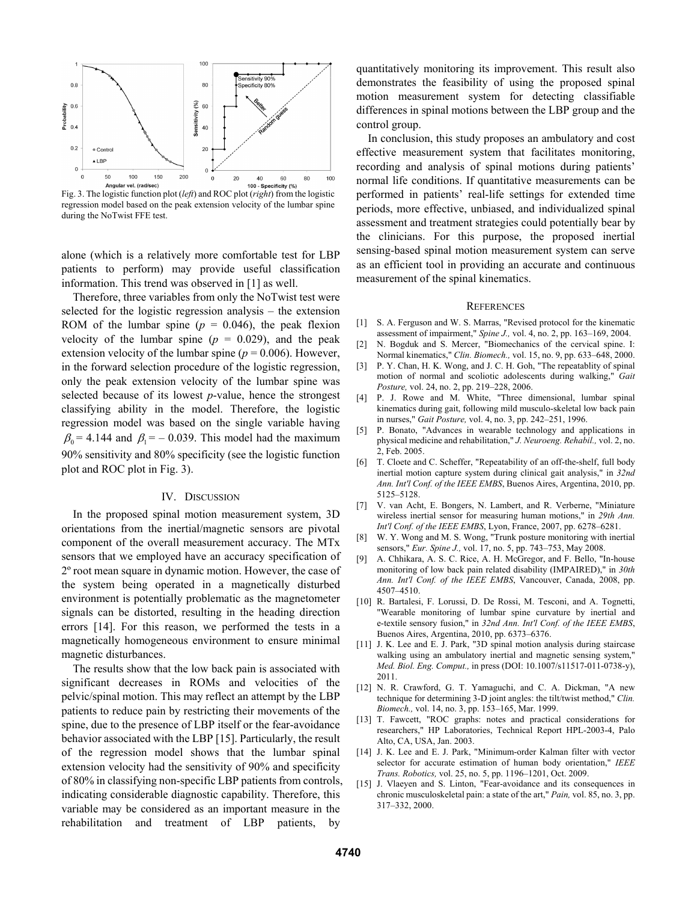1

0.8

0.6

0.4

0.2

0

Probability

0 50 100 150 200

Angular vel. (rad/sec)

Control

LBP

100

80

60

40

20

0

Sensitivity (%)

0 20 40 60 80 100

100 - Specificity (%)

Sensitivity 90%
Specificity 80%

Better

Random guess

Fig. 3. The logistic function plot (*left*) and ROC plot (*right*) from the logistic regression model based on the peak extension velocity of the lumbar spine during the NoTwist FFE test.

alone (which is a relatively more comfortable test for LBP patients to perform) may provide useful classification information. This trend was observed in [1] as well.

Therefore, three variables from only the NoTwist test were selected for the logistic regression analysis – the extension ROM of the lumbar spine ($p$ = 0.046), the peak flexion velocity of the lumbar spine ($p$ = 0.029), and the peak extension velocity of the lumbar spine ($p$ = 0.006). However, in the forward selection procedure of the logistic regression, only the peak extension velocity of the lumbar spine was selected because of its lowest $p$-value, hence the strongest classifying ability in the model. Therefore, the logistic regression model was based on the single variable having $\beta_0 = 4.144$ and $\beta_1 = -0.039$. This model had the maximum 90% sensitivity and 80% specificity (see the logistic function plot and ROC plot in Fig. 3).

## IV. Discussion

In the proposed spinal motion measurement system, 3D orientations from the inertial/magnetic sensors are pivotal component of the overall measurement accuracy. The MTx sensors that we employed have an accuracy specification of 2º root mean square in dynamic motion. However, the case of the system being operated in a magnetically disturbed environment is potentially problematic as the magnetometer signals can be distorted, resulting in the heading direction errors [14]. For this reason, we performed the tests in a magnetically homogeneous environment to ensure minimal magnetic disturbances.

The results show that the low back pain is associated with significant decreases in ROMs and velocities of the pelvic/spinal motion. This may reflect an attempt by the LBP patients to reduce pain by restricting their movements of the spine, due to the presence of LBP itself or the fear-avoidance behavior associated with the LBP [15]. Particularly, the result of the regression model shows that the lumbar spinal extension velocity had the sensitivity of 90% and specificity of 80% in classifying non-specific LBP patients from controls, indicating considerable diagnostic capability. Therefore, this variable may be considered as an important measure in the rehabilitation and treatment of LBP patients, by quantitatively monitoring its improvement. This result also demonstrates the feasibility of using the proposed spinal motion measurement system for detecting classifiable differences in spinal motions between the LBP group and the control group.

In conclusion, this study proposes an ambulatory and cost effective measurement system that facilitates monitoring, recording and analysis of spinal motions during patients' normal life conditions. If quantitative measurements can be performed in patients' real-life settings for extended time periods, more effective, unbiased, and individualized spinal assessment and treatment strategies could potentially bear by the clinicians. For this purpose, the proposed inertial sensing-based spinal motion measurement system can serve as an efficient tool in providing an accurate and continuous measurement of the spinal kinematics.

## References

[1] S. A. Ferguson and W. S. Marras, "Revised protocol for the kinematic assessment of impairment," *Spine J.,* vol. 4, no. 2, pp. 163–169, 2004.

[2] N. Bogduk and S. Mercer, "Biomechanics of the cervical spine. I: Normal kinematics," *Clin. Biomech.,* vol. 15, no. 9, pp. 633–648, 2000.

[3] P. Y. Chan, H. K. Wong, and J. C. H. Goh, "The repeatablity of spinal motion of normal and scoliotic adolescents during walking," *Gait Posture,* vol. 24, no. 2, pp. 219–228, 2006.

[4] P. J. Rowe and M. White, "Three dimensional, lumbar spinal kinematics during gait, following mild musculo-skeletal low back pain in nurses," *Gait Posture,* vol. 4, no. 3, pp. 242–251, 1996.

[5] P. Bonato, "Advances in wearable technology and applications in physical medicine and rehabilitation," *J. Neuroeng. Rehabil.,* vol. 2, no. 2, Feb. 2005.

[6] T. Cloete and C. Scheffer, "Repeatability of an off-the-shelf, full body inertial motion capture system during clinical gait analysis," in *32nd Ann. Int'l Conf. of the IEEE EMBS*, Buenos Aires, Argentina, 2010, pp. 5125–5128.

[7] V. van Acht, E. Bongers, N. Lambert, and R. Verberne, "Miniature wireless inertial sensor for measuring human motions," in *29th Ann. Int'l Conf. of the IEEE EMBS*, Lyon, France, 2007, pp. 6278–6281.

[8] W. Y. Wong and M. S. Wong, "Trunk posture monitoring with inertial sensors," *Eur. Spine J.,* vol. 17, no. 5, pp. 743–753, May 2008.

[9] A. Chhikara, A. S. C. Rice, A. H. McGregor, and F. Bello, "In-house monitoring of low back pain related disability (IMPAIRED)," in *30th Ann. Int'l Conf. of the IEEE EMBS*, Vancouver, Canada, 2008, pp. 4507–4510.

[10] R. Bartalesi, F. Lorussi, D. De Rossi, M. Tesconi, and A. Tognetti, "Wearable monitoring of lumbar spine curvature by inertial and e-textile sensory fusion," in *32nd Ann. Int'l Conf. of the IEEE EMBS*, Buenos Aires, Argentina, 2010, pp. 6373–6376.

[11] J. K. Lee and E. J. Park, "3D spinal motion analysis during staircase walking using an ambulatory inertial and magnetic sensing system," *Med. Biol. Eng. Comput.,* in press (DOI: 10.1007/s11517-011-0738-y), 2011.

[12] N. R. Crawford, G. T. Yamaguchi, and C. A. Dickman, "A new technique for determining 3-D joint angles: the tilt/twist method," *Clin. Biomech.,* vol. 14, no. 3, pp. 153–165, Mar. 1999.

[13] T. Fawcett, "ROC graphs: notes and practical considerations for researchers," HP Laboratories, Technical Report HPL-2003-4, Palo Alto, CA, USA, Jan. 2003.

[14] J. K. Lee and E. J. Park, "Minimum-order Kalman filter with vector selector for accurate estimation of human body orientation," *IEEE Trans. Robotics,* vol. 25, no. 5, pp. 1196–1201, Oct. 2009.

[15] J. Vlaeyen and S. Linton, "Fear-avoidance and its consequences in chronic musculoskeletal pain: a state of the art," *Pain,* vol. 85, no. 3, pp. 317–332, 2000.